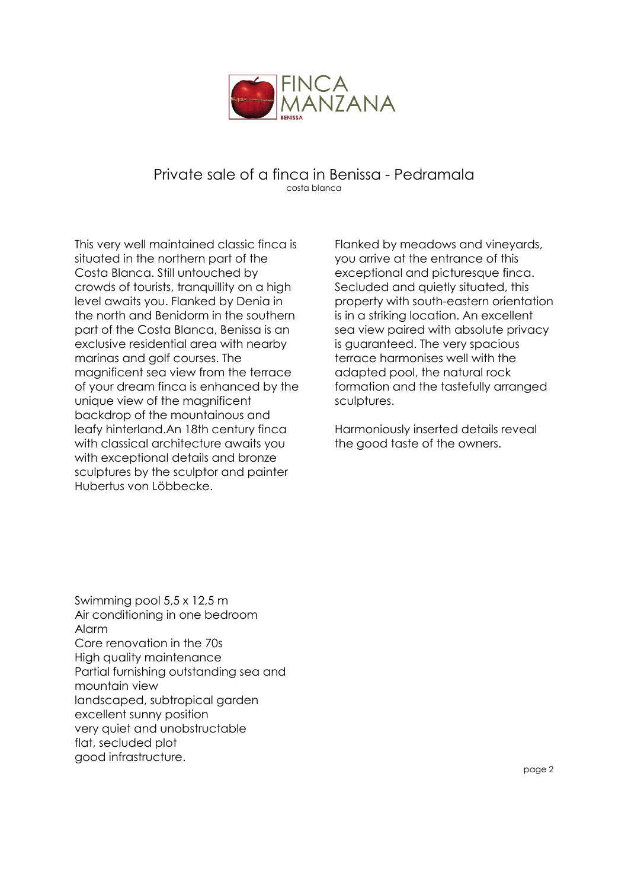FINCA MANZANA
BENISSA

# Private sale of a finca in Benissa - Pedramala

costa blanca

This very well maintained classic finca is situated in the northern part of the Costa Blanca. Still untouched by crowds of tourists, tranquillity on a high level awaits you. Flanked by Denia in the north and Benidorm in the southern part of the Costa Blanca, Benissa is an exclusive residential area with nearby marinas and golf courses. The magnificent sea view from the terrace of your dream finca is enhanced by the unique view of the magnificent backdrop of the mountainous and leafy hinterland.An 18th century finca with classical architecture awaits you with exceptional details and bronze sculptures by the sculptor and painter Hubertus von Löbbecke.

Flanked by meadows and vineyards, you arrive at the entrance of this exceptional and picturesque finca. Secluded and quietly situated, this property with south-eastern orientation is in a striking location. An excellent sea view paired with absolute privacy is guaranteed. The very spacious terrace harmonises well with the adapted pool, the natural rock formation and the tastefully arranged sculptures.

Harmoniously inserted details reveal the good taste of the owners.

Swimming pool 5,5 x 12,5 m
Air conditioning in one bedroom
Alarm
Core renovation in the 70s
High quality maintenance
Partial furnishing outstanding sea and mountain view
landscaped, subtropical garden
excellent sunny position
very quiet and unobstructable
flat, secluded plot
good infrastructure.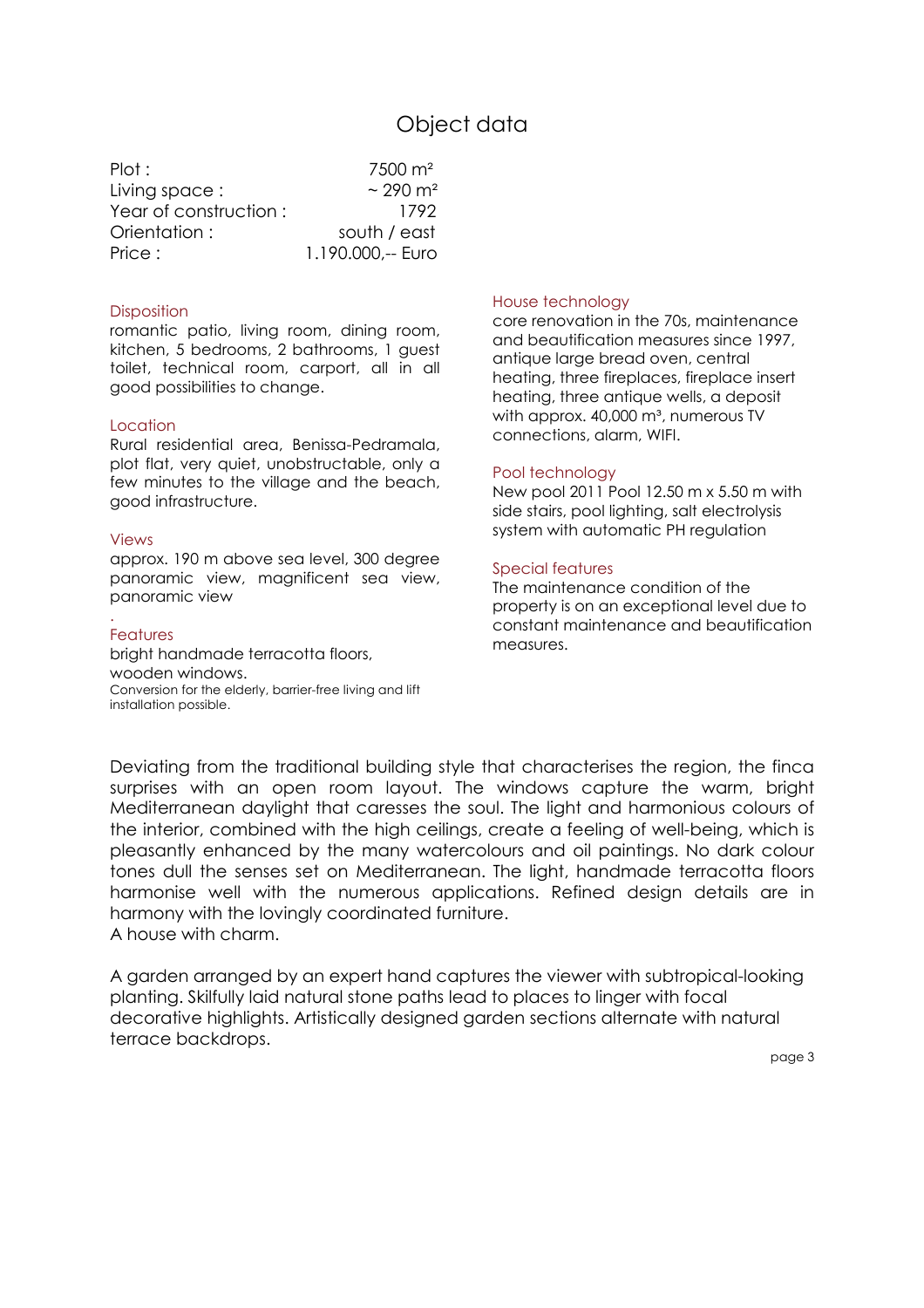# Object data

| | |
|---|---|
| Plot : | 7500 m² |
| Living space : | ~ 290 m² |
| Year of construction : | 1792 |
| Orientation : | south / east |
| Price : | 1.190.000,-- Euro |

### Disposition

romantic patio, living room, dining room, kitchen, 5 bedrooms, 2 bathrooms, 1 guest toilet, technical room, carport, all in all good possibilities to change.

### Location

Rural residential area, Benissa-Pedramala, plot flat, very quiet, unobstructable, only a few minutes to the village and the beach, good infrastructure.

### Views

approx. 190 m above sea level, 300 degree panoramic view, magnificent sea view, panoramic view

### Features

bright handmade terracotta floors,
wooden windows.
Conversion for the elderly, barrier-free living and lift installation possible.

### House technology

core renovation in the 70s, maintenance and beautification measures since 1997, antique large bread oven, central heating, three fireplaces, fireplace insert heating, three antique wells, a deposit with approx. 40,000 m³, numerous TV connections, alarm, WIFI.

### Pool technology

New pool 2011 Pool 12.50 m x 5.50 m with side stairs, pool lighting, salt electrolysis system with automatic PH regulation

### Special features

The maintenance condition of the property is on an exceptional level due to constant maintenance and beautification measures.

Deviating from the traditional building style that characterises the region, the finca surprises with an open room layout. The windows capture the warm, bright Mediterranean daylight that caresses the soul. The light and harmonious colours of the interior, combined with the high ceilings, create a feeling of well-being, which is pleasantly enhanced by the many watercolours and oil paintings. No dark colour tones dull the senses set on Mediterranean. The light, handmade terracotta floors harmonise well with the numerous applications. Refined design details are in harmony with the lovingly coordinated furniture.
A house with charm.

A garden arranged by an expert hand captures the viewer with subtropical-looking planting. Skilfully laid natural stone paths lead to places to linger with focal decorative highlights. Artistically designed garden sections alternate with natural terrace backdrops.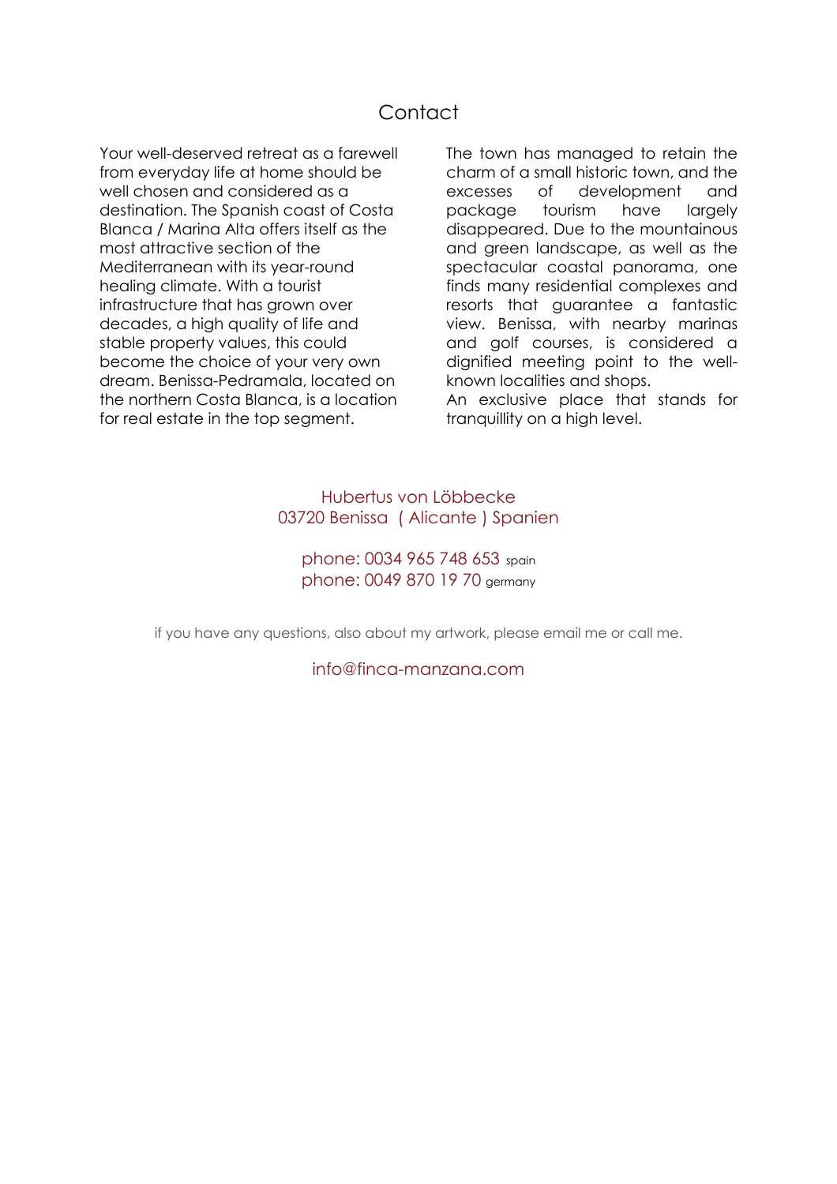# Contact

Your well-deserved retreat as a farewell from everyday life at home should be well chosen and considered as a destination. The Spanish coast of Costa Blanca / Marina Alta offers itself as the most attractive section of the Mediterranean with its year-round healing climate. With a tourist infrastructure that has grown over decades, a high quality of life and stable property values, this could become the choice of your very own dream. Benissa-Pedramala, located on the northern Costa Blanca, is a location for real estate in the top segment.

The town has managed to retain the charm of a small historic town, and the excesses of development and package tourism have largely disappeared. Due to the mountainous and green landscape, as well as the spectacular coastal panorama, one finds many residential complexes and resorts that guarantee a fantastic view. Benissa, with nearby marinas and golf courses, is considered a dignified meeting point to the well-known localities and shops.
An exclusive place that stands for tranquillity on a high level.

Hubertus von Löbbecke
03720 Benissa ( Alicante ) Spanien

phone: 0034 965 748 653 spain
phone: 0049 870 19 70 germany

if you have any questions, also about my artwork, please email me or call me.

info@finca-manzana.com